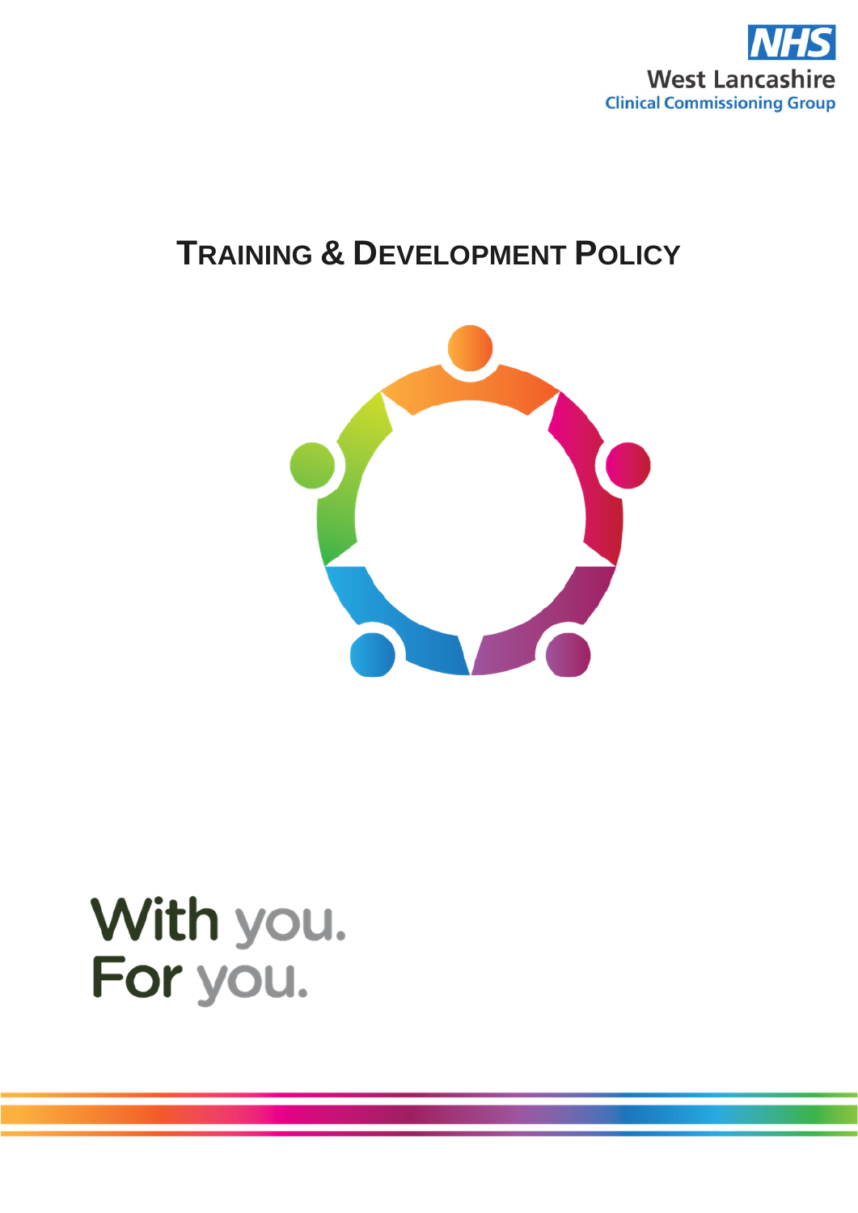NHS
West Lancashire
Clinical Commissioning Group

# TRAINING & DEVELOPMENT POLICY

With you.
For you.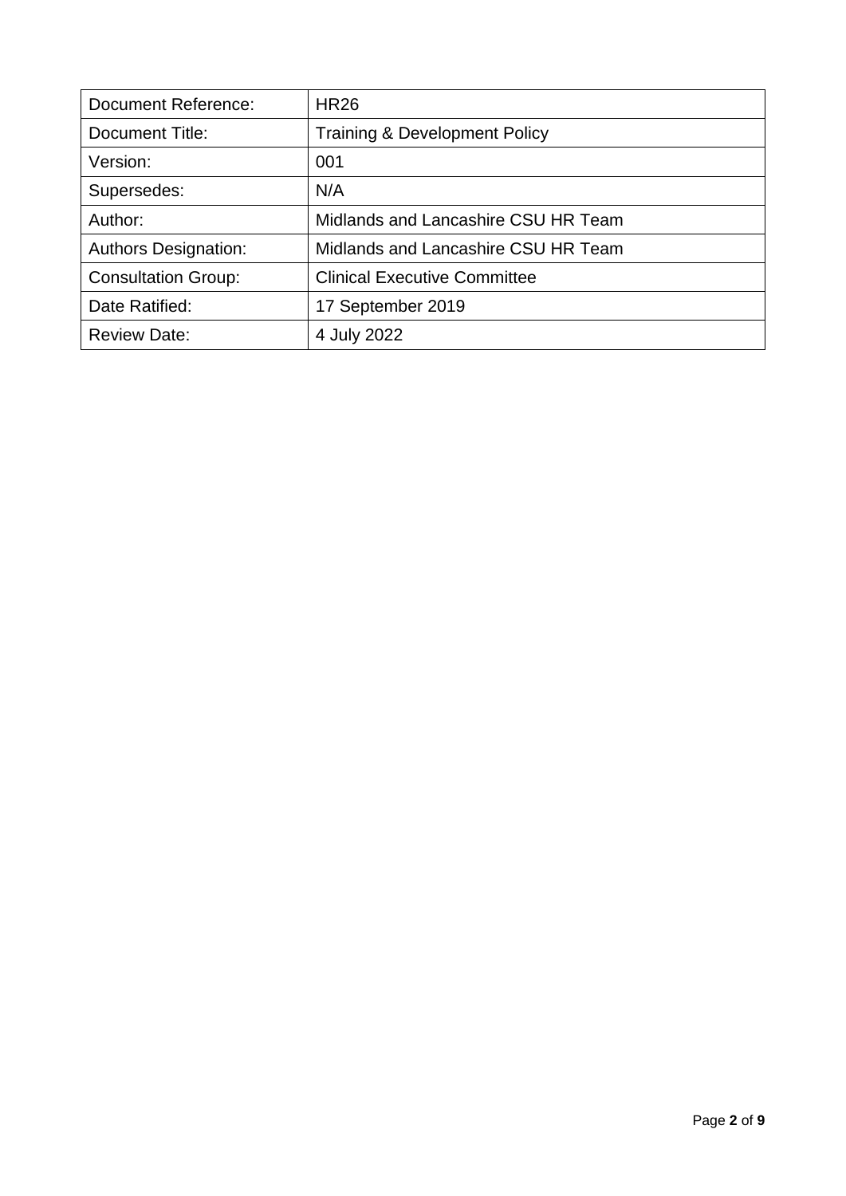| Document Reference: | HR26 |
|---|---|
| Document Title: | Training & Development Policy |
| Version: | 001 |
| Supersedes: | N/A |
| Author: | Midlands and Lancashire CSU HR Team |
| Authors Designation: | Midlands and Lancashire CSU HR Team |
| Consultation Group: | Clinical Executive Committee |
| Date Ratified: | 17 September 2019 |
| Review Date: | 4 July 2022 |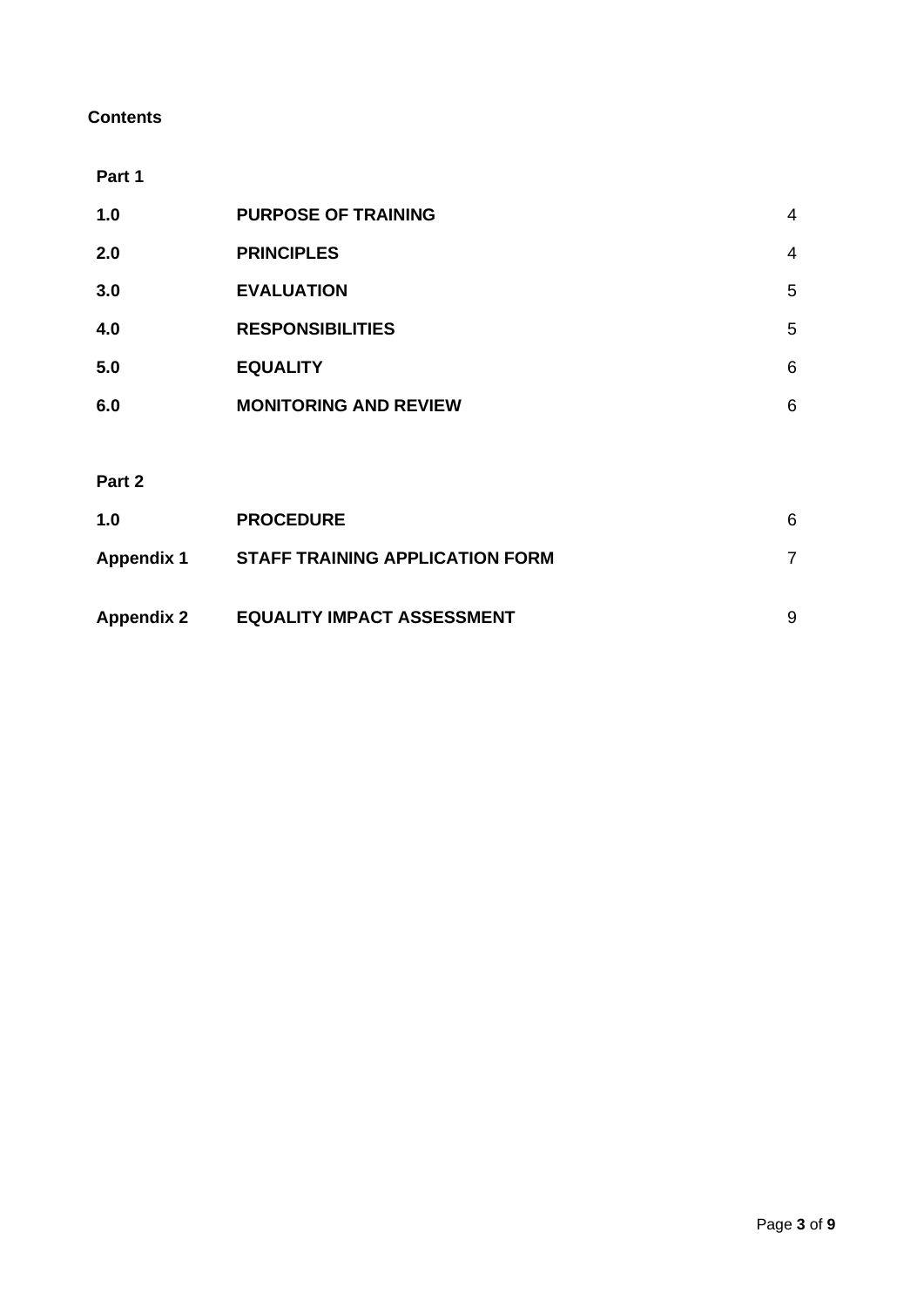## Contents

**Part 1**

| | | |
|---|---|---|
| **1.0** | **PURPOSE OF TRAINING** | 4 |
| **2.0** | **PRINCIPLES** | 4 |
| **3.0** | **EVALUATION** | 5 |
| **4.0** | **RESPONSIBILITIES** | 5 |
| **5.0** | **EQUALITY** | 6 |
| **6.0** | **MONITORING AND REVIEW** | 6 |

**Part 2**

| | | |
|---|---|---|
| **1.0** | **PROCEDURE** | 6 |
| **Appendix 1** | **STAFF TRAINING APPLICATION FORM** | 7 |
| **Appendix 2** | **EQUALITY IMPACT ASSESSMENT** | 9 |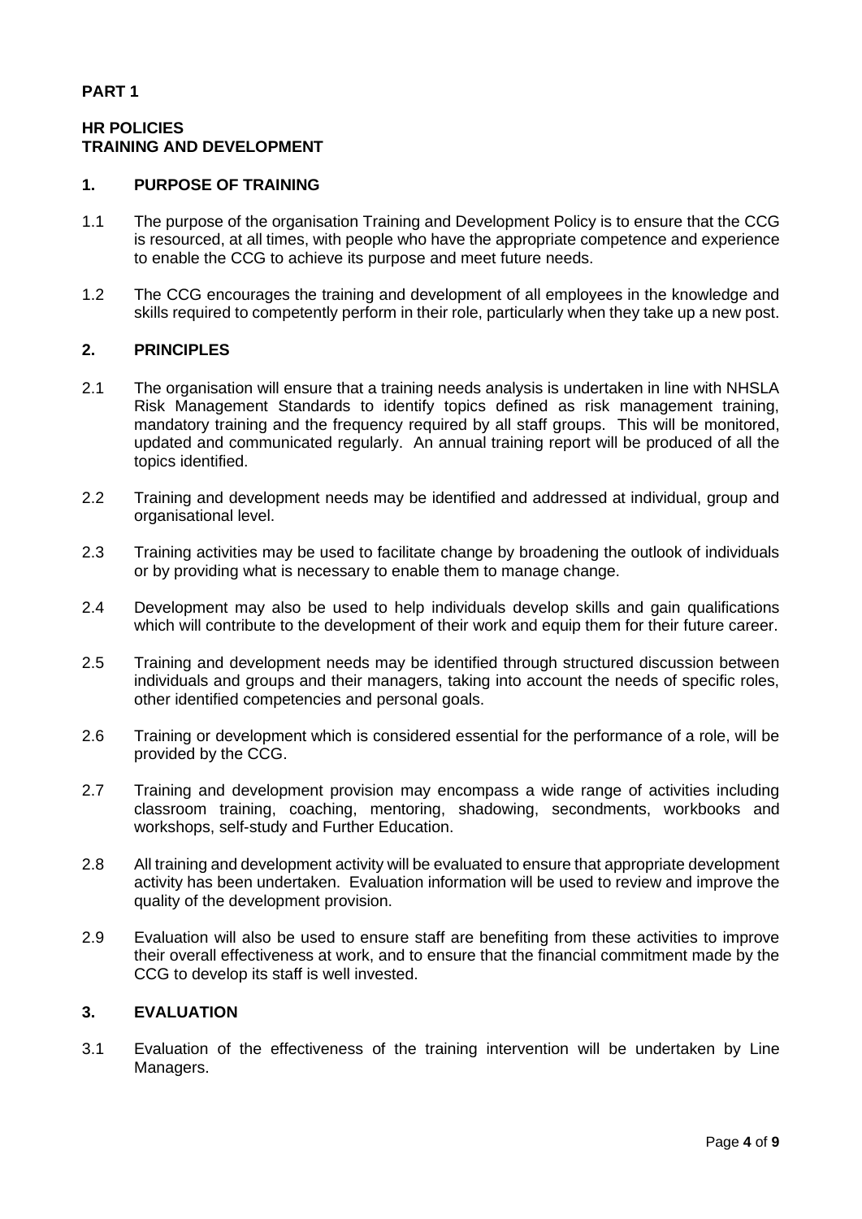**PART 1**

**HR POLICIES**
**TRAINING AND DEVELOPMENT**

## 1. PURPOSE OF TRAINING

1.1 The purpose of the organisation Training and Development Policy is to ensure that the CCG is resourced, at all times, with people who have the appropriate competence and experience to enable the CCG to achieve its purpose and meet future needs.

1.2 The CCG encourages the training and development of all employees in the knowledge and skills required to competently perform in their role, particularly when they take up a new post.

## 2. PRINCIPLES

2.1 The organisation will ensure that a training needs analysis is undertaken in line with NHSLA Risk Management Standards to identify topics defined as risk management training, mandatory training and the frequency required by all staff groups. This will be monitored, updated and communicated regularly. An annual training report will be produced of all the topics identified.

2.2 Training and development needs may be identified and addressed at individual, group and organisational level.

2.3 Training activities may be used to facilitate change by broadening the outlook of individuals or by providing what is necessary to enable them to manage change.

2.4 Development may also be used to help individuals develop skills and gain qualifications which will contribute to the development of their work and equip them for their future career.

2.5 Training and development needs may be identified through structured discussion between individuals and groups and their managers, taking into account the needs of specific roles, other identified competencies and personal goals.

2.6 Training or development which is considered essential for the performance of a role, will be provided by the CCG.

2.7 Training and development provision may encompass a wide range of activities including classroom training, coaching, mentoring, shadowing, secondments, workbooks and workshops, self-study and Further Education.

2.8 All training and development activity will be evaluated to ensure that appropriate development activity has been undertaken. Evaluation information will be used to review and improve the quality of the development provision.

2.9 Evaluation will also be used to ensure staff are benefiting from these activities to improve their overall effectiveness at work, and to ensure that the financial commitment made by the CCG to develop its staff is well invested.

## 3. EVALUATION

3.1 Evaluation of the effectiveness of the training intervention will be undertaken by Line Managers.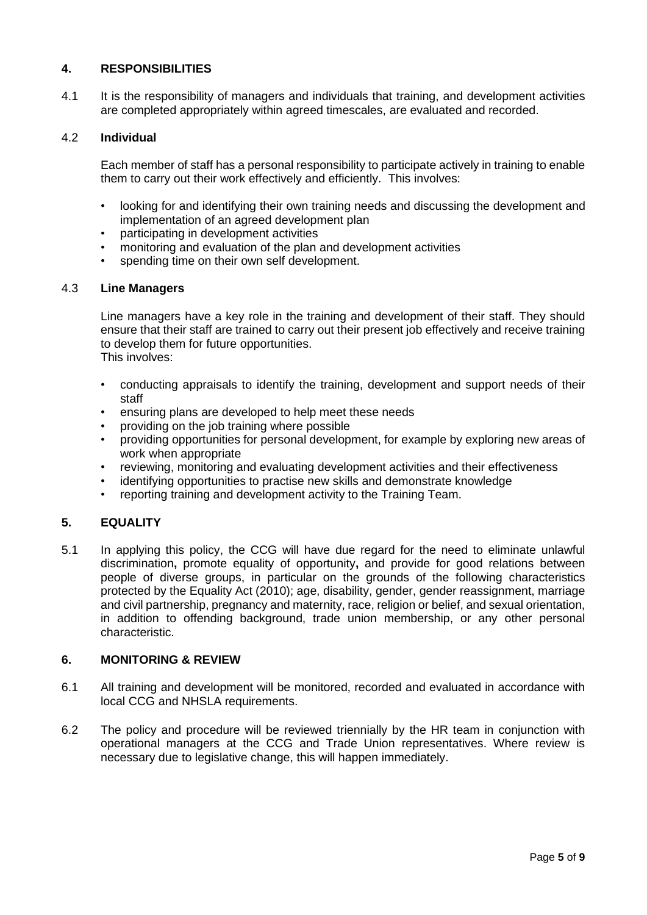## 4. RESPONSIBILITIES

4.1 It is the responsibility of managers and individuals that training, and development activities are completed appropriately within agreed timescales, are evaluated and recorded.

### 4.2 Individual

Each member of staff has a personal responsibility to participate actively in training to enable them to carry out their work effectively and efficiently. This involves:

- looking for and identifying their own training needs and discussing the development and implementation of an agreed development plan
- participating in development activities
- monitoring and evaluation of the plan and development activities
- spending time on their own self development.

### 4.3 Line Managers

Line managers have a key role in the training and development of their staff. They should ensure that their staff are trained to carry out their present job effectively and receive training to develop them for future opportunities.
This involves:

- conducting appraisals to identify the training, development and support needs of their staff
- ensuring plans are developed to help meet these needs
- providing on the job training where possible
- providing opportunities for personal development, for example by exploring new areas of work when appropriate
- reviewing, monitoring and evaluating development activities and their effectiveness
- identifying opportunities to practise new skills and demonstrate knowledge
- reporting training and development activity to the Training Team.

## 5. EQUALITY

5.1 In applying this policy, the CCG will have due regard for the need to eliminate unlawful discrimination**,** promote equality of opportunity**,** and provide for good relations between people of diverse groups, in particular on the grounds of the following characteristics protected by the Equality Act (2010); age, disability, gender, gender reassignment, marriage and civil partnership, pregnancy and maternity, race, religion or belief, and sexual orientation, in addition to offending background, trade union membership, or any other personal characteristic.

## 6. MONITORING & REVIEW

6.1 All training and development will be monitored, recorded and evaluated in accordance with local CCG and NHSLA requirements.

6.2 The policy and procedure will be reviewed triennially by the HR team in conjunction with operational managers at the CCG and Trade Union representatives. Where review is necessary due to legislative change, this will happen immediately.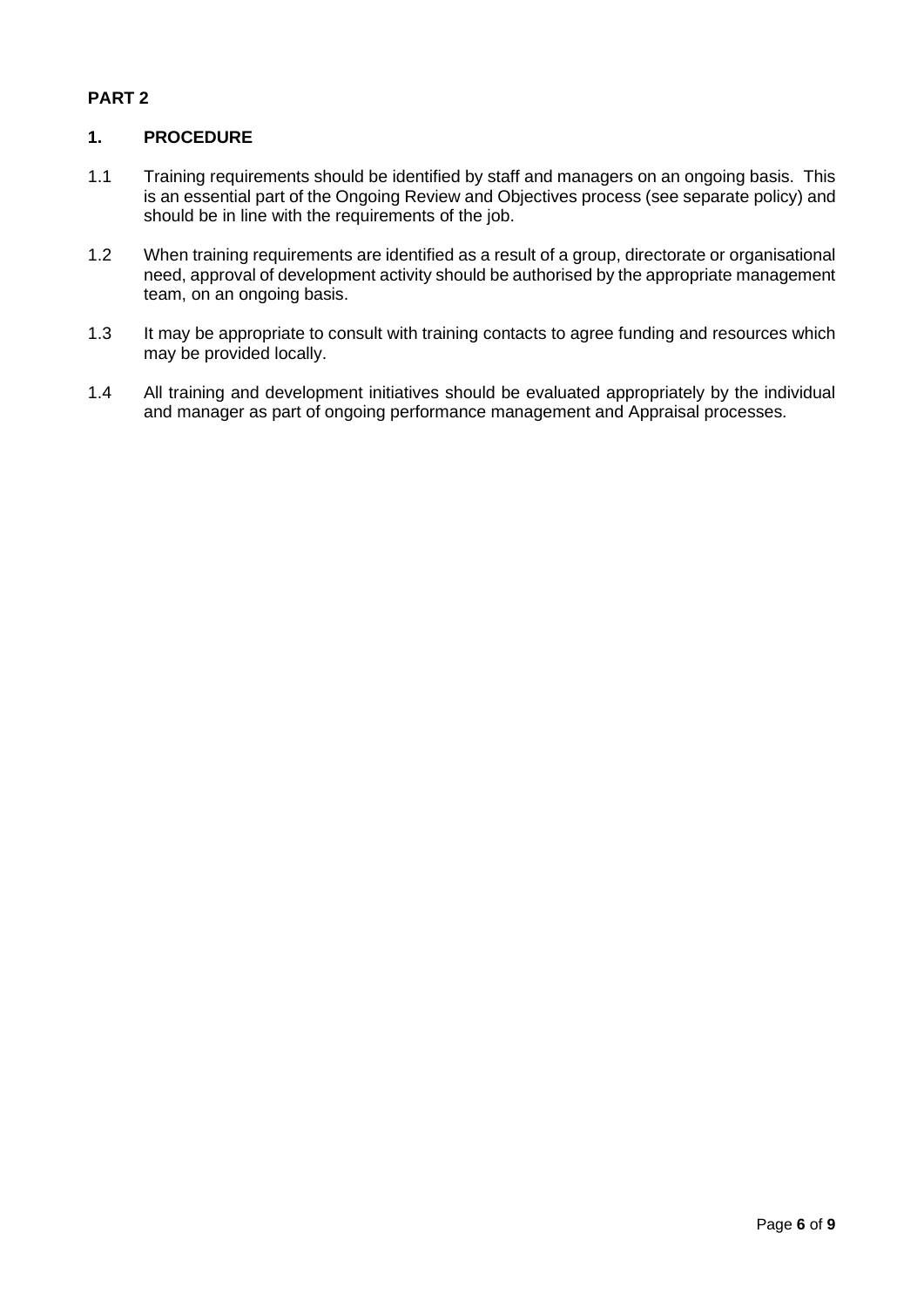## PART 2

### 1. PROCEDURE

1.1 Training requirements should be identified by staff and managers on an ongoing basis. This is an essential part of the Ongoing Review and Objectives process (see separate policy) and should be in line with the requirements of the job.

1.2 When training requirements are identified as a result of a group, directorate or organisational need, approval of development activity should be authorised by the appropriate management team, on an ongoing basis.

1.3 It may be appropriate to consult with training contacts to agree funding and resources which may be provided locally.

1.4 All training and development initiatives should be evaluated appropriately by the individual and manager as part of ongoing performance management and Appraisal processes.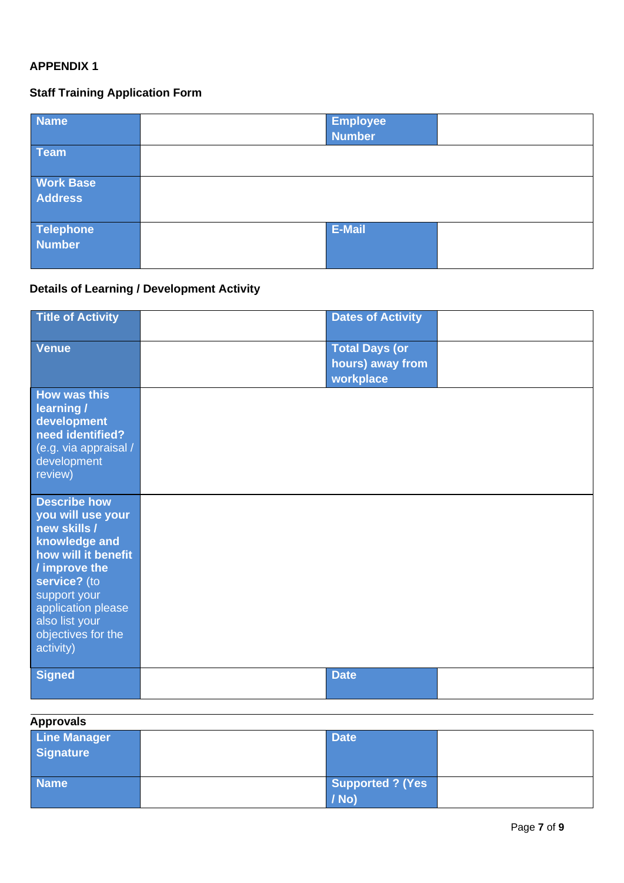**APPENDIX 1**

**Staff Training Application Form**

| **Name** | | **Employee Number** | |
|---|---|---|---|
| **Team** | | | |
| **Work Base Address** | | | |
| **Telephone Number** | | **E-Mail** | |

**Details of Learning / Development Activity**

| **Title of Activity** | | **Dates of Activity** | |
|---|---|---|---|
| **Venue** | | **Total Days (or hours) away from workplace** | |
| **How was this learning / development need identified?** (e.g. via appraisal / development review) | | | |
| **Describe how you will use your new skills / knowledge and how will it benefit / improve the service?** (to support your application please also list your objectives for the activity) | | | |
| **Signed** | | **Date** | |

**Approvals**

| **Line Manager Signature** | | **Date** | |
|---|---|---|---|
| **Name** | | **Supported ? (Yes / No)** | |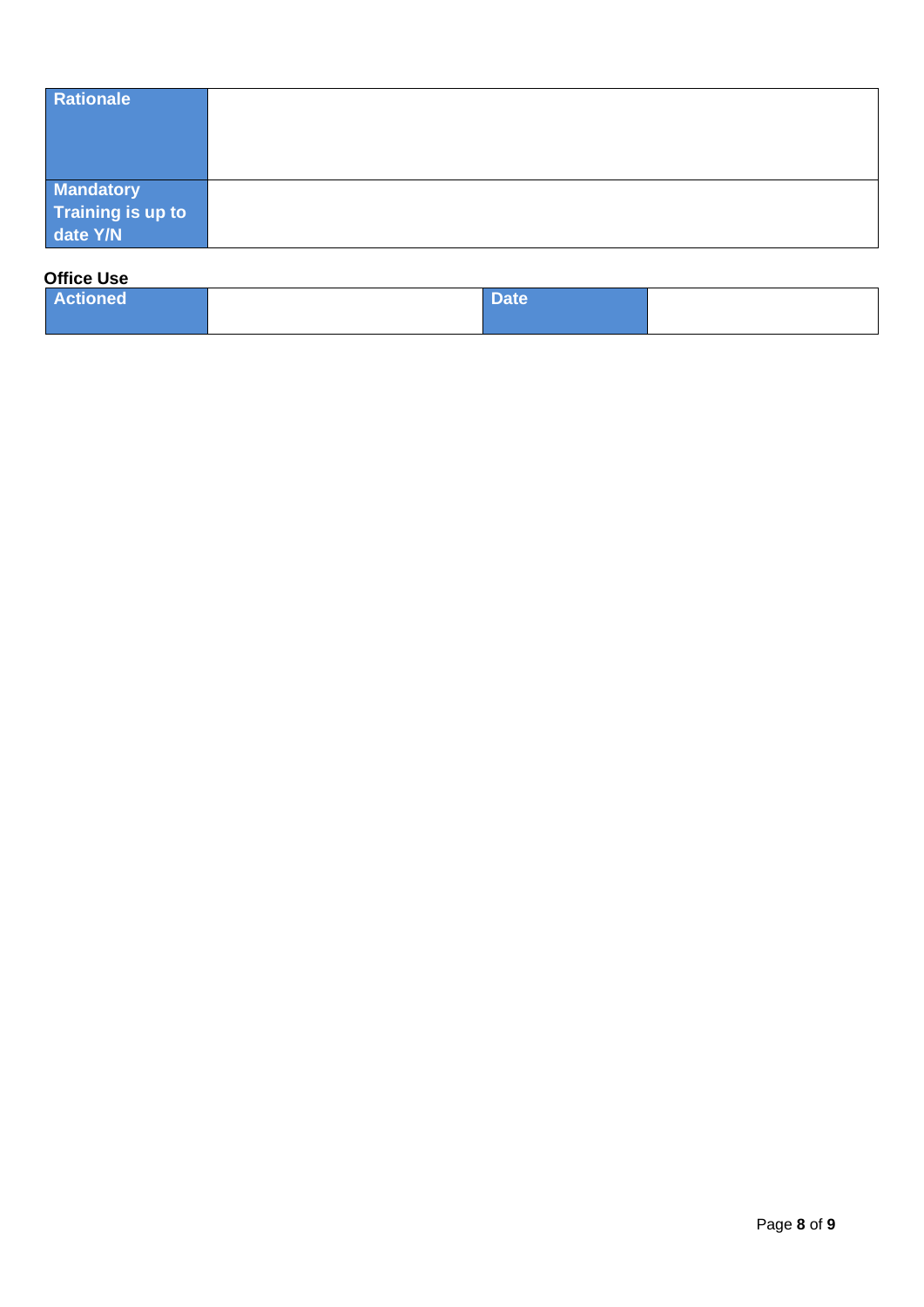| Rationale | |
|---|---|
| Mandatory Training is up to date Y/N | |

**Office Use**

| Actioned | | Date | |
|---|---|---|---|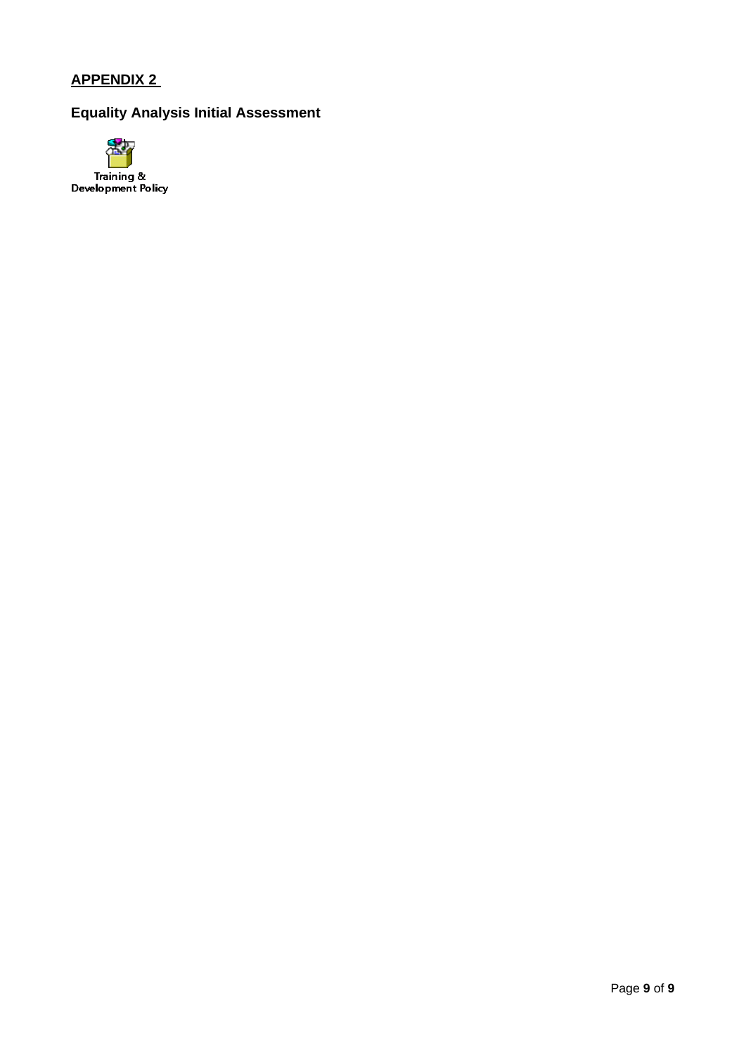## APPENDIX 2

## Equality Analysis Initial Assessment

Training &
Development Policy